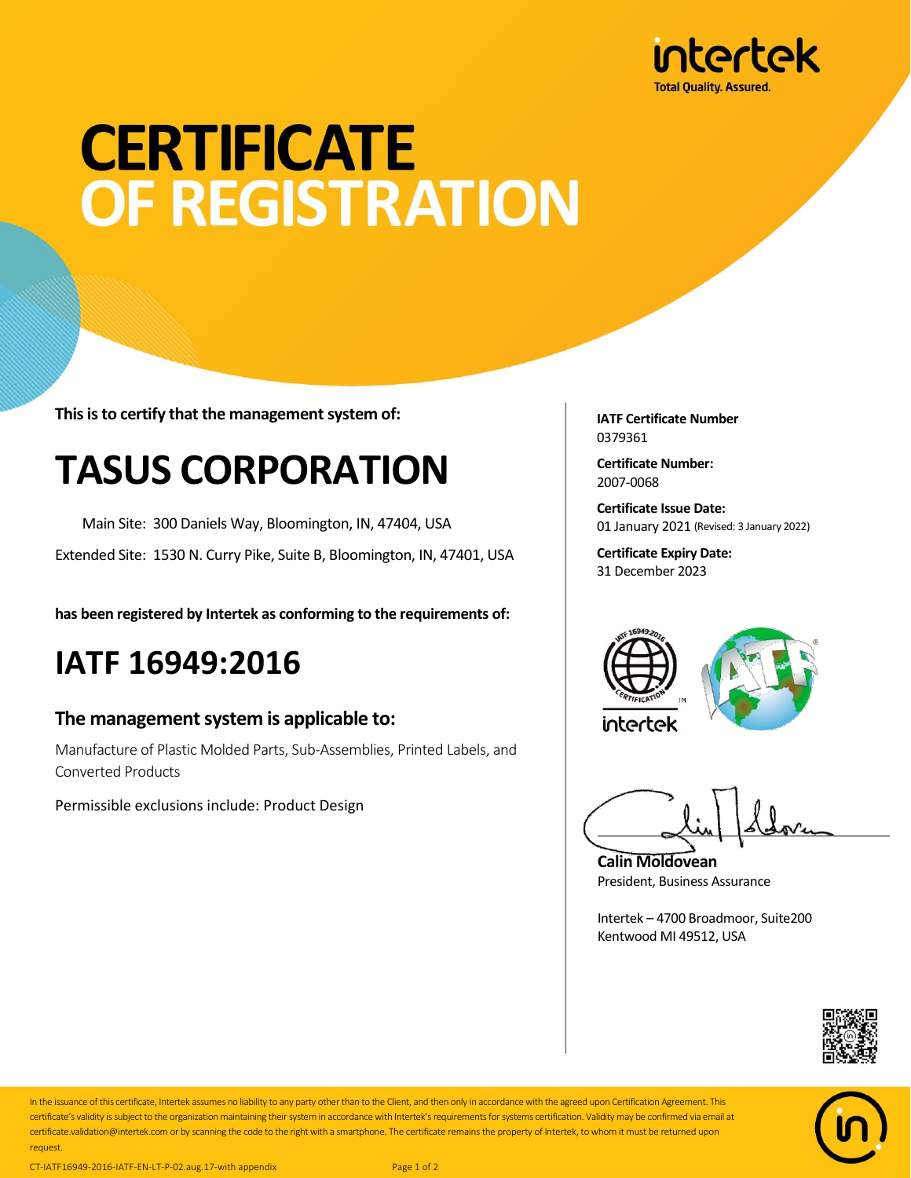intertek
Total Quality. Assured.

# CERTIFICATE OF REGISTRATION

**This is to certify that the management system of:**

# TASUS CORPORATION

Main Site: 300 Daniels Way, Bloomington, IN, 47404, USA

Extended Site: 1530 N. Curry Pike, Suite B, Bloomington, IN, 47401, USA

**has been registered by Intertek as conforming to the requirements of:**

# IATF 16949:2016

## The management system is applicable to:

Manufacture of Plastic Molded Parts, Sub-Assemblies, Printed Labels, and Converted Products

Permissible exclusions include: Product Design

**IATF Certificate Number**
0379361

**Certificate Number:**
2007-0068

**Certificate Issue Date:**
01 January 2021 (Revised: 3 January 2022)

**Certificate Expiry Date:**
31 December 2023

**Calin Moldovean**
President, Business Assurance

Intertek – 4700 Broadmoor, Suite200
Kentwood MI 49512, USA

In the issuance of this certificate, Intertek assumes no liability to any party other than to the Client, and then only in accordance with the agreed upon Certification Agreement. This certificate's validity is subject to the organization maintaining their system in accordance with Intertek's requirements for systems certification. Validity may be confirmed via email at certificate.validation@intertek.com or by scanning the code to the right with a smartphone. The certificate remains the property of Intertek, to whom it must be returned upon request.

CT-IATF16949-2016-IATF-EN-LT-P-02.aug.17-with appendix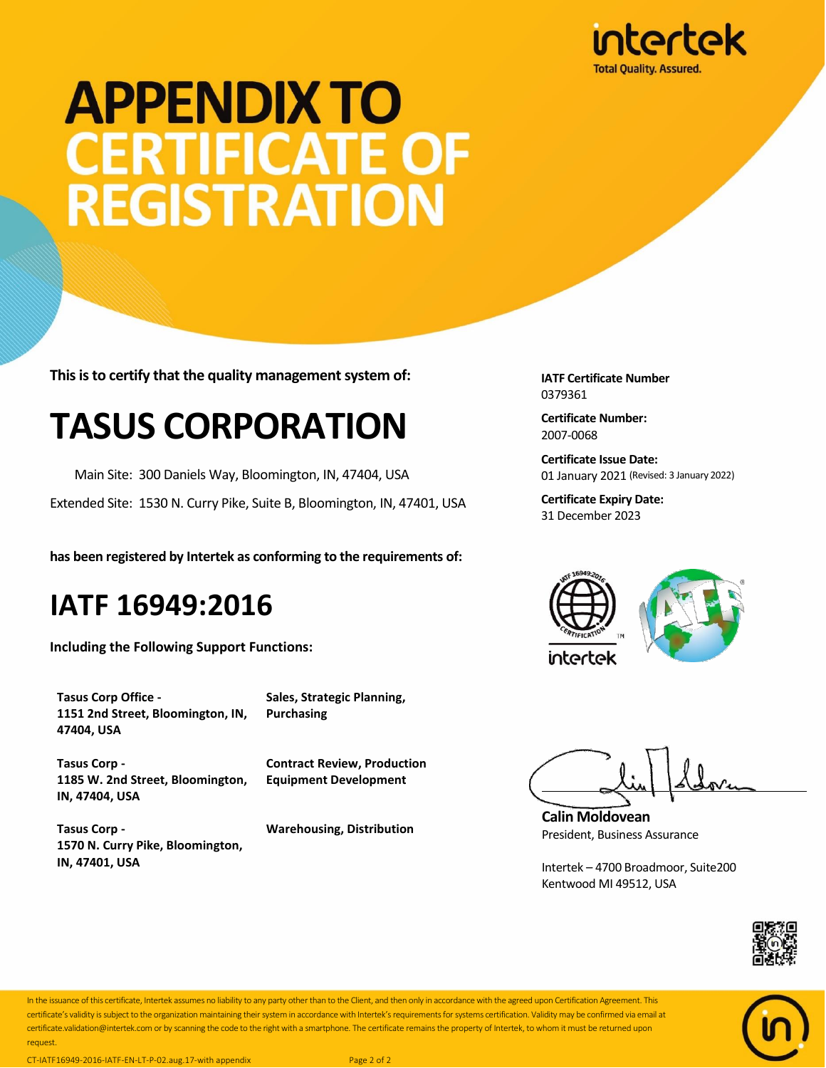intertek
Total Quality. Assured.

# APPENDIX TO CERTIFICATE OF REGISTRATION

**This is to certify that the quality management system of:**

# TASUS CORPORATION

Main Site: 300 Daniels Way, Bloomington, IN, 47404, USA

Extended Site: 1530 N. Curry Pike, Suite B, Bloomington, IN, 47401, USA

**has been registered by Intertek as conforming to the requirements of:**

# IATF 16949:2016

**Including the Following Support Functions:**

| | |
|---|---|
| **Tasus Corp Office - 1151 2nd Street, Bloomington, IN, 47404, USA** | **Sales, Strategic Planning, Purchasing** |
| **Tasus Corp - 1185 W. 2nd Street, Bloomington, IN, 47404, USA** | **Contract Review, Production Equipment Development** |
| **Tasus Corp - 1570 N. Curry Pike, Bloomington, IN, 47401, USA** | **Warehousing, Distribution** |

**IATF Certificate Number**
0379361

**Certificate Number:**
2007-0068

**Certificate Issue Date:**
01 January 2021 (Revised: 3 January 2022)

**Certificate Expiry Date:**
31 December 2023

**Calin Moldovean**
President, Business Assurance

Intertek – 4700 Broadmoor, Suite200
Kentwood MI 49512, USA

In the issuance of this certificate, Intertek assumes no liability to any party other than to the Client, and then only in accordance with the agreed upon Certification Agreement. This certificate's validity is subject to the organization maintaining their system in accordance with Intertek's requirements for systems certification. Validity may be confirmed via email at certificate.validation@intertek.com or by scanning the code to the right with a smartphone. The certificate remains the property of Intertek, to whom it must be returned upon request.

CT-IATF16949-2016-IATF-EN-LT-P-02.aug.17-with appendix